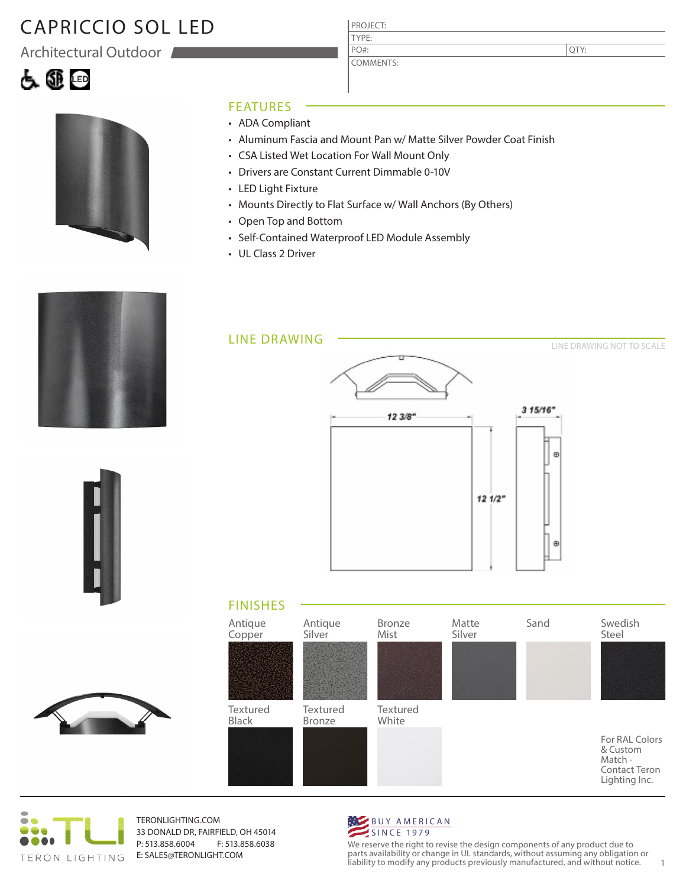# CAPRICCIO SOL LED

## Architectural Outdoor

| PROJECT: | |
|---|---|
| TYPE: | |
| PO#: | QTY: |
| COMMENTS: | |

## FEATURES

- ADA Compliant
- Aluminum Fascia and Mount Pan w/ Matte Silver Powder Coat Finish
- CSA Listed Wet Location For Wall Mount Only
- Drivers are Constant Current Dimmable 0-10V
- LED Light Fixture
- Mounts Directly to Flat Surface w/ Wall Anchors (By Others)
- Open Top and Bottom
- Self-Contained Waterproof LED Module Assembly
- UL Class 2 Driver

## LINE DRAWING

LINE DRAWING NOT TO SCALE

12 3/8"

12 1/2"

3 15/16"

## FINISHES

- Antique Copper
- Antique Silver
- Bronze Mist
- Matte Silver
- Sand
- Swedish Steel
- Textured Black
- Textured Bronze
- Textured White

For RAL Colors & Custom Match - Contact Teron Lighting Inc.

TERON LIGHTING

TERONLIGHTING.COM
33 DONALD DR, FAIRFIELD, OH 45014
P: 513.858.6004 F: 513.858.6038
E: SALES@TERONLIGHT.COM

BUY AMERICAN SINCE 1979

We reserve the right to revise the design components of any product due to parts availability or change in UL standards, without assuming any obligation or liability to modify any products previously manufactured, and without notice.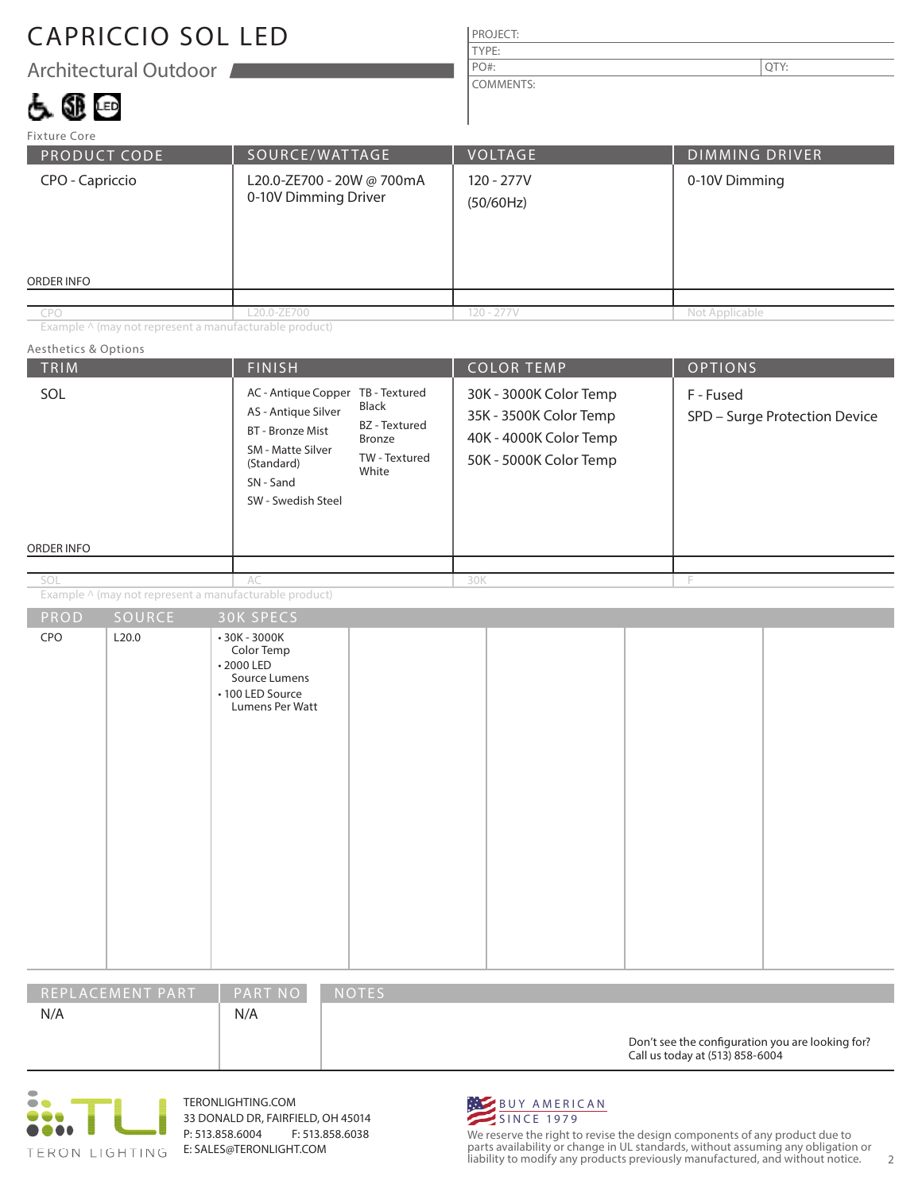# CAPRICCIO SOL LED

## Architectual Outdoor

| | |
|---|---|
| PROJECT: | |
| TYPE: | |
| PO#: | QTY: |
| COMMENTS: | |

Fixture Core

| PRODUCT CODE | SOURCE/WATTAGE | VOLTAGE | DIMMING DRIVER |
|---|---|---|---|
| CPO - Capriccio | L20.0-ZE700 - 20W @ 700mA<br>0-10V Dimming Driver | 120 - 277V<br>(50/60Hz) | 0-10V Dimming |
| ORDER INFO | | | |
| CPO | L20.0-ZE700 | 120 - 277V | Not Applicable |

Example ^ (may not represent a manufacturable product)

Aesthetics & Options

| TRIM | FINISH | COLOR TEMP | OPTIONS |
|---|---|---|---|
| SOL | AC - Antique Copper<br>AS - Antique Silver<br>BT - Bronze Mist<br>SM - Matte Silver (Standard)<br>SN - Sand<br>SW - Swedish Steel<br>TB - Textured Black<br>BZ - Textured Bronze<br>TW - Textured White | 30K - 3000K Color Temp<br>35K - 3500K Color Temp<br>40K - 4000K Color Temp<br>50K - 5000K Color Temp | F - Fused<br>SPD – Surge Protection Device |
| ORDER INFO | | | |
| SOL | AC | 30K | F |

Example ^ (may not represent a manufacturable product)

| PROD | SOURCE | 30K SPECS | | | | |
|---|---|---|---|---|---|---|
| CPO | L20.0 | • 30K - 3000K Color Temp<br>• 2000 LED Source Lumens<br>• 100 LED Source Lumens Per Watt | | | | |

| REPLACEMENT PART | PART NO | NOTES |
|---|---|---|
| N/A | N/A | |

Don't see the configuration you are looking for? Call us today at (513) 858-6004

TERON LIGHTING

TERONLIGHTING.COM
33 DONALD DR, FAIRFIELD, OH 45014
P: 513.858.6004 F: 513.858.6038
E: SALES@TERONLIGHT.COM

BUY AMERICAN SINCE 1979

We reserve the right to revise the design components of any product due to parts availability or change in UL standards, without assuming any obligation or liability to modify any products previously manufactured, and without notice.